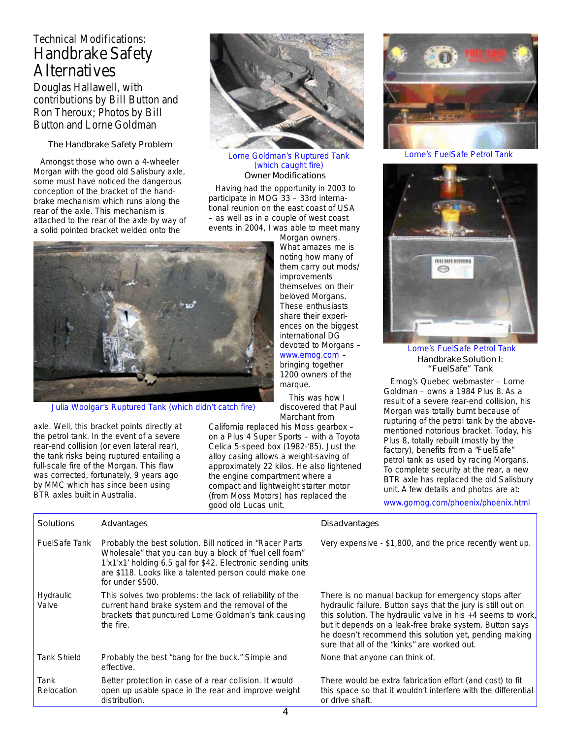Technical Modifications:

# Handbrake Safety Alternatives

Douglas Hallawell, with contributions by Bill Button and Ron Theroux; Photos by Bill Button and Lorne Goldman

### The Handbrake Safety Problem

Amongst those who own a 4-wheeler Morgan with the good old Salisbury axle, some must have noticed the dangerous conception of the bracket of the handbrake mechanism which runs along the rear of the axle. This mechanism is attached to the rear of the axle by way of a solid pointed bracket welded onto the axle. Well, this bracket points directly at the petrol tank. In the event of a severe rear-end collision (or even lateral rear), the tank risks being ruptured entailing a full-scale fire of the Morgan. This flaw was corrected, fortunately, 9 years ago by MMC which has since been using BTR axles built in Australia.

Julia Woolgar's Ruptured Tank (which didn't catch fire)

Lorne Goldman's Ruptured Tank (which caught fire)

### Owner Modifications

Having had the opportunity in 2003 to participate in MOG 33 – 33rd international reunion on the east coast of USA – as well as in a couple of west coast events in 2004, I was able to meet many Morgan owners. What amazes me is noting how many of them carry out mods/ improvements themselves on their beloved Morgans. These enthusiasts share their experiences on the biggest international DG devoted to Morgans – www.emog.com – bringing together 1200 owners of the marque.

This was how I discovered that Paul Marchant from California replaced his Moss gearbox – on a Plus 4 Super Sports – with a Toyota Celica 5-speed box (1982-'85). Just the alloy casing allows a weight-saving of approximately 22 kilos. He also lightened the engine compartment where a compact and lightweight starter motor (from Moss Motors) has replaced the good old Lucas unit.

Lorne's FuelSafe Petrol Tank

Lorne's FuelSafe Petrol Tank

### Handbrake Solution I: "FuelSafe" Tank

Emog's Quebec webmaster – Lorne Goldman – owns a 1984 Plus 8. As a result of a severe rear-end collision, his Morgan was totally burnt because of rupturing of the petrol tank by the above-mentioned notorious bracket. Today, his Plus 8, totally rebuilt (mostly by the factory), benefits from a "FuelSafe" petrol tank as used by racing Morgans. To complete security at the rear, a new BTR axle has replaced the old Salisbury unit. A few details and photos are at:

www.gomog.com/phoenix/phoenix.html

| Solutions | Advantages | Disadvantages |
|---|---|---|
| FuelSafe Tank | Probably the best solution. Bill noticed in "Racer Parts Wholesale" that you can buy a block of "fuel cell foam" 1'x1'x1' holding 6.5 gal for $42. Electronic sending units are $118. Looks like a talented person could make one for under $500. | Very expensive - $1,800, and the price recently went up. |
| Hydraulic Valve | This solves two problems: the lack of reliability of the current hand brake system and the removal of the brackets that punctured Lorne Goldman's tank causing the fire. | There is no manual backup for emergency stops after hydraulic failure. Button says that the jury is still out on this solution. The hydraulic valve in his +4 seems to work, but it depends on a leak-free brake system. Button says he doesn't recommend this solution yet, pending making sure that all of the "kinks" are worked out. |
| Tank Shield | Probably the best "bang for the buck." Simple and effective. | None that anyone can think of. |
| Tank Relocation | Better protection in case of a rear collision. It would open up usable space in the rear and improve weight distribution. | There would be extra fabrication effort (and cost) to fit this space so that it wouldn't interfere with the differential or drive shaft. |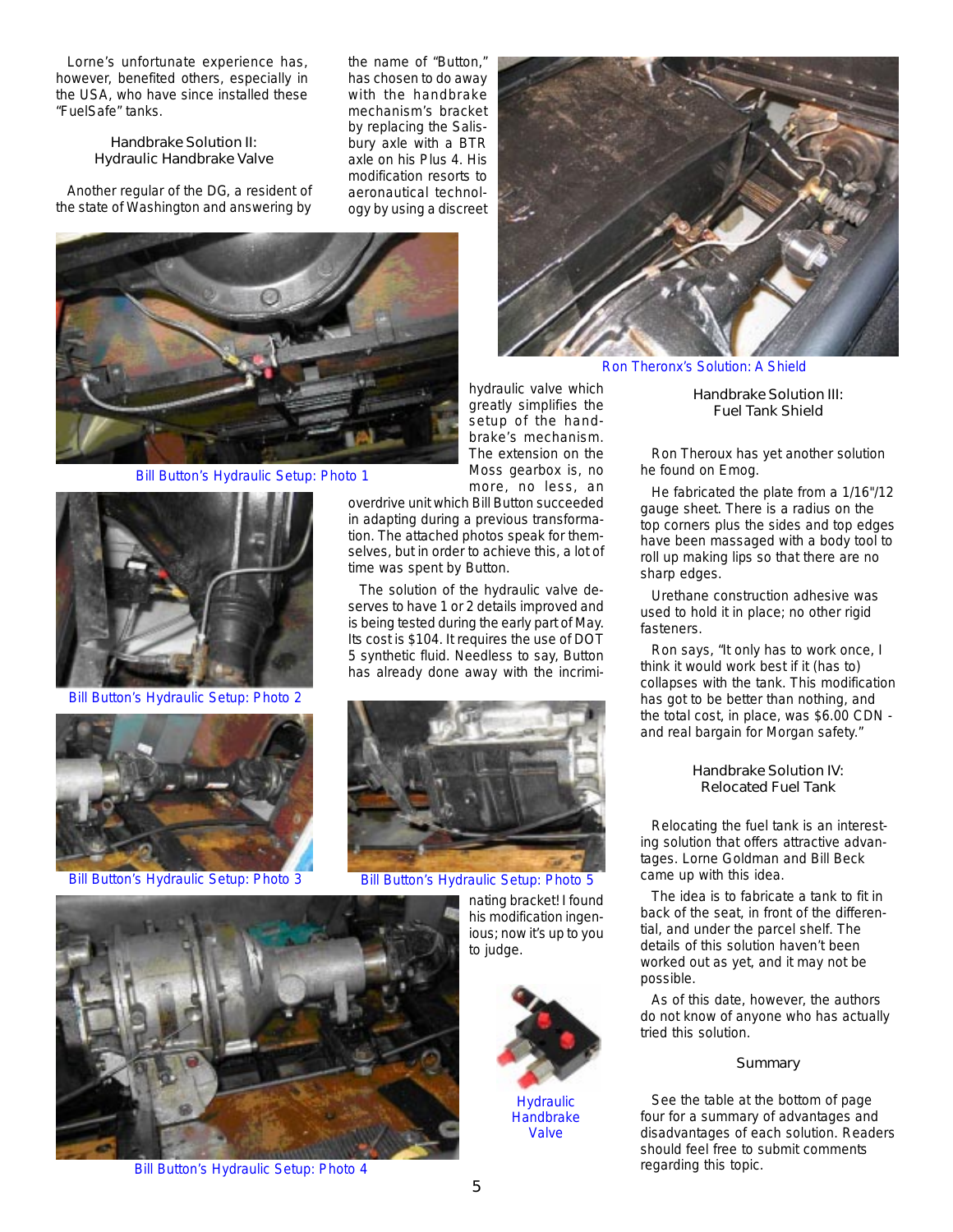Lorne's unfortunate experience has, however, benefited others, especially in the USA, who have since installed these "FuelSafe" tanks.

### Handbrake Solution II: Hydraulic Handbrake Valve

Another regular of the DG, a resident of the state of Washington and answering by the name of "Button," has chosen to do away with the handbrake mechanism's bracket by replacing the Salisbury axle with a BTR axle on his Plus 4. His modification resorts to aeronautical technology by using a discreet hydraulic valve which greatly simplifies the setup of the handbrake's mechanism. The extension on the Moss gearbox is, no more, no less, an overdrive unit which Bill Button succeeded in adapting during a previous transformation. The attached photos speak for themselves, but in order to achieve this, a lot of time was spent by Button.

The solution of the hydraulic valve deserves to have 1 or 2 details improved and is being tested during the early part of May. Its cost is $104. It requires the use of DOT 5 synthetic fluid. Needless to say, Button has already done away with the incriminating bracket! I found his modification ingenious; now it's up to you to judge.

Bill Button's Hydraulic Setup: Photo 1

Bill Button's Hydraulic Setup: Photo 2

Bill Button's Hydraulic Setup: Photo 3

Bill Button's Hydraulic Setup: Photo 4

Bill Button's Hydraulic Setup: Photo 5

Hydraulic Handbrake Valve

Ron Theronx's Solution: A Shield

### Handbrake Solution III: Fuel Tank Shield

Ron Theroux has yet another solution he found on Emog.

He fabricated the plate from a 1/16"/12 gauge sheet. There is a radius on the top corners plus the sides and top edges have been massaged with a body tool to roll up making lips so that there are no sharp edges.

Urethane construction adhesive was used to hold it in place; no other rigid fasteners.

Ron says, "It only has to work once, I think it would work best if it (has to) collapses with the tank. This modification has got to be better than nothing, and the total cost, in place, was $6.00 CDN - and real bargain for Morgan safety."

### Handbrake Solution IV: Relocated Fuel Tank

Relocating the fuel tank is an interesting solution that offers attractive advantages. Lorne Goldman and Bill Beck came up with this idea.

The idea is to fabricate a tank to fit in back of the seat, in front of the differential, and under the parcel shelf. The details of this solution haven't been worked out as yet, and it may not be possible.

As of this date, however, the authors do not know of anyone who has actually tried this solution.

### Summary

See the table at the bottom of page four for a summary of advantages and disadvantages of each solution. Readers should feel free to submit comments regarding this topic.